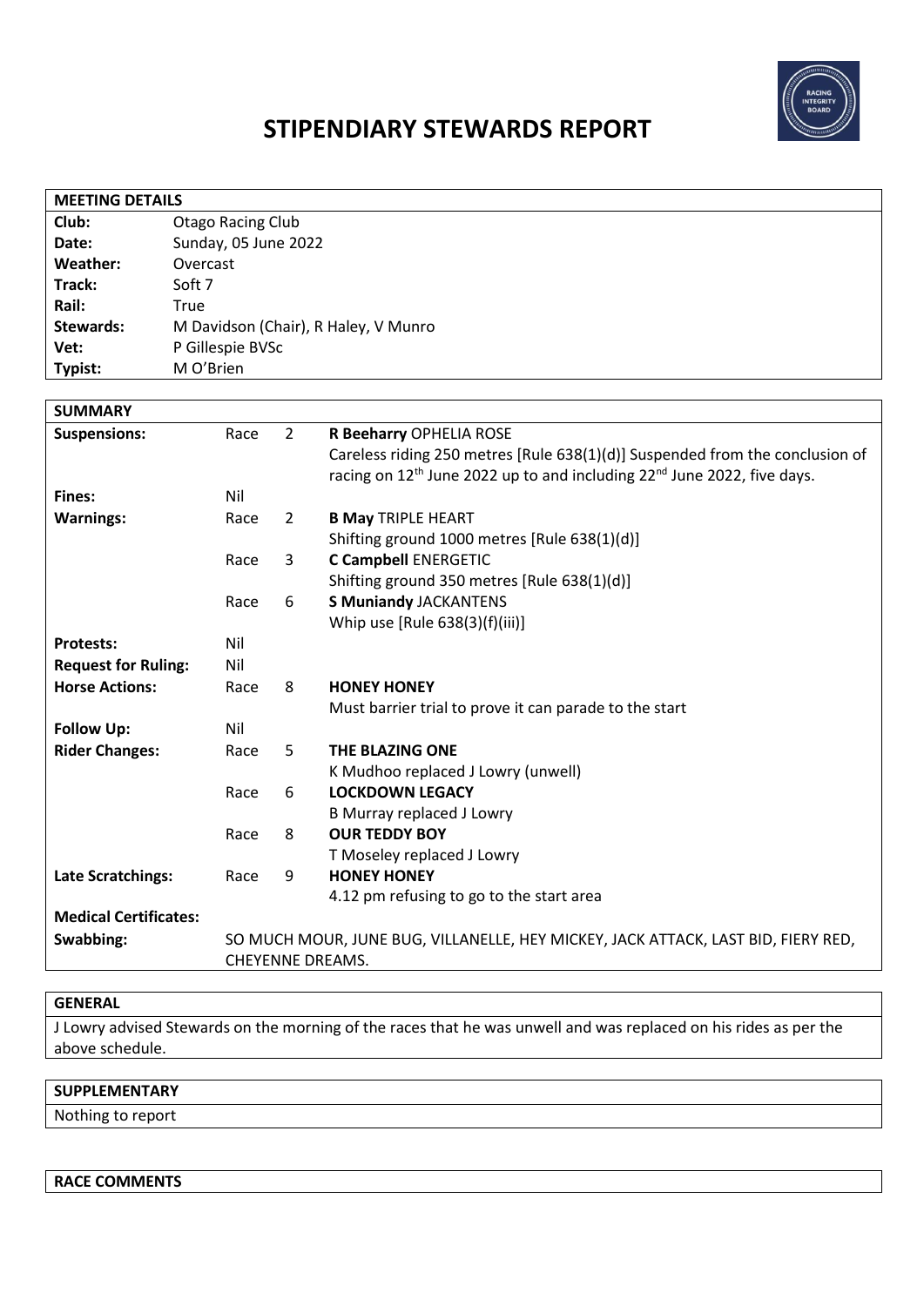# STIPENDIARY STEWARDS REPORT

| MEETING DETAILS | |
|---|---|
| **Club:** | Otago Racing Club |
| **Date:** | Sunday, 05 June 2022 |
| **Weather:** | Overcast |
| **Track:** | Soft 7 |
| **Rail:** | True |
| **Stewards:** | M Davidson (Chair), R Haley, V Munro |
| **Vet:** | P Gillespie BVSc |
| **Typist:** | M O'Brien |

| SUMMARY | | | |
|---|---|---|---|
| **Suspensions:** | Race | 2 | **R Beeharry** OPHELIA ROSE<br>Careless riding 250 metres [Rule 638(1)(d)] Suspended from the conclusion of racing on 12th June 2022 up to and including 22nd June 2022, five days. |
| **Fines:** | Nil | | |
| **Warnings:** | Race | 2 | **B May** TRIPLE HEART<br>Shifting ground 1000 metres [Rule 638(1)(d)] |
| | Race | 3 | **C Campbell** ENERGETIC<br>Shifting ground 350 metres [Rule 638(1)(d)] |
| | Race | 6 | **S Muniandy** JACKANTENS<br>Whip use [Rule 638(3)(f)(iii)] |
| **Protests:** | Nil | | |
| **Request for Ruling:** | Nil | | |
| **Horse Actions:** | Race | 8 | **HONEY HONEY**<br>Must barrier trial to prove it can parade to the start |
| **Follow Up:** | Nil | | |
| **Rider Changes:** | Race | 5 | **THE BLAZING ONE**<br>K Mudhoo replaced J Lowry (unwell) |
| | Race | 6 | **LOCKDOWN LEGACY**<br>B Murray replaced J Lowry |
| | Race | 8 | **OUR TEDDY BOY**<br>T Moseley replaced J Lowry |
| **Late Scratchings:** | Race | 9 | **HONEY HONEY**<br>4.12 pm refusing to go to the start area |
| **Medical Certificates:** | | | |
| **Swabbing:** | SO MUCH MOUR, JUNE BUG, VILLANELLE, HEY MICKEY, JACK ATTACK, LAST BID, FIERY RED, CHEYENNE DREAMS. | | |

| GENERAL |
|---|
| J Lowry advised Stewards on the morning of the races that he was unwell and was replaced on his rides as per the above schedule. |

| SUPPLEMENTARY |
|---|
| Nothing to report |

| RACE COMMENTS |
|---|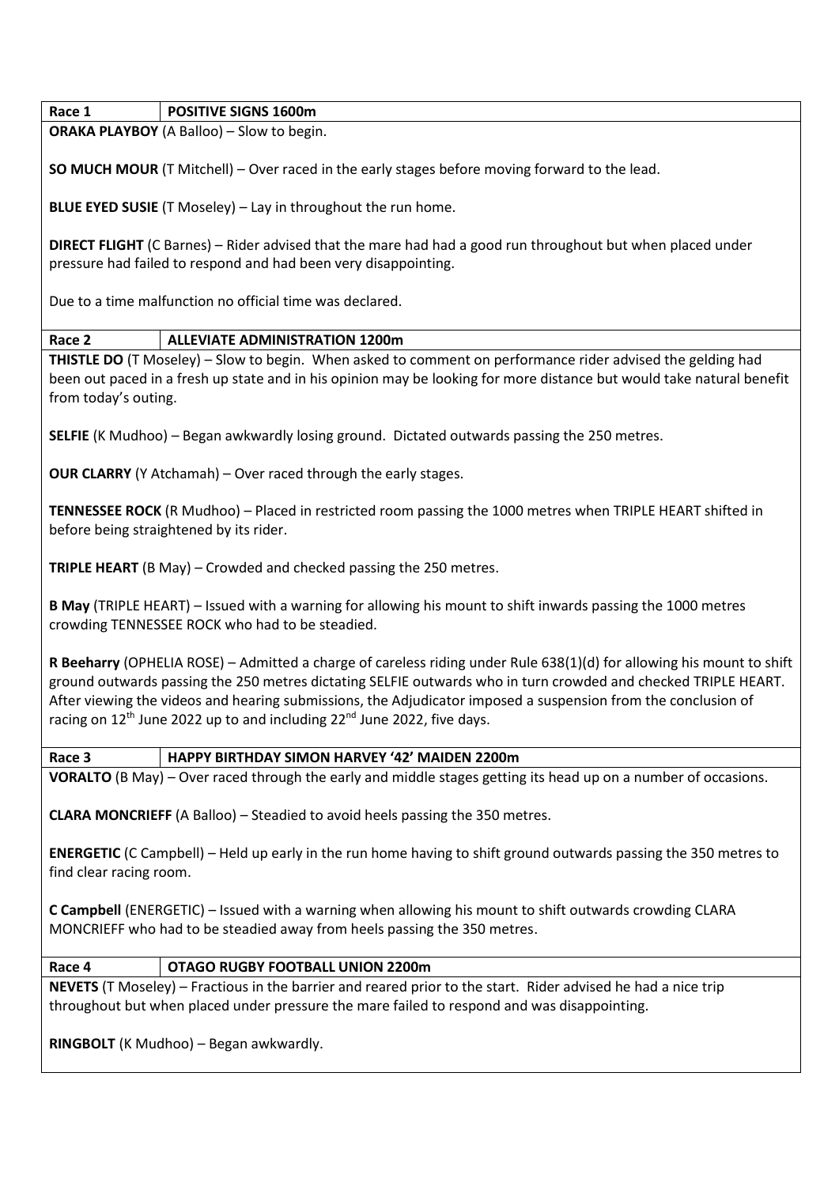| Race 1 | POSITIVE SIGNS 1600m |
| --- | --- |

**ORAKA PLAYBOY** (A Balloo) – Slow to begin.

**SO MUCH MOUR** (T Mitchell) – Over raced in the early stages before moving forward to the lead.

**BLUE EYED SUSIE** (T Moseley) – Lay in throughout the run home.

**DIRECT FLIGHT** (C Barnes) – Rider advised that the mare had had a good run throughout but when placed under pressure had failed to respond and had been very disappointing.

Due to a time malfunction no official time was declared.

| Race 2 | ALLEVIATE ADMINISTRATION 1200m |
| --- | --- |

**THISTLE DO** (T Moseley) – Slow to begin. When asked to comment on performance rider advised the gelding had been out paced in a fresh up state and in his opinion may be looking for more distance but would take natural benefit from today's outing.

**SELFIE** (K Mudhoo) – Began awkwardly losing ground. Dictated outwards passing the 250 metres.

**OUR CLARRY** (Y Atchamah) – Over raced through the early stages.

**TENNESSEE ROCK** (R Mudhoo) – Placed in restricted room passing the 1000 metres when TRIPLE HEART shifted in before being straightened by its rider.

**TRIPLE HEART** (B May) – Crowded and checked passing the 250 metres.

**B May** (TRIPLE HEART) – Issued with a warning for allowing his mount to shift inwards passing the 1000 metres crowding TENNESSEE ROCK who had to be steadied.

**R Beeharry** (OPHELIA ROSE) – Admitted a charge of careless riding under Rule 638(1)(d) for allowing his mount to shift ground outwards passing the 250 metres dictating SELFIE outwards who in turn crowded and checked TRIPLE HEART. After viewing the videos and hearing submissions, the Adjudicator imposed a suspension from the conclusion of racing on 12th June 2022 up to and including 22nd June 2022, five days.

| Race 3 | HAPPY BIRTHDAY SIMON HARVEY '42' MAIDEN 2200m |
| --- | --- |

**VORALTO** (B May) – Over raced through the early and middle stages getting its head up on a number of occasions.

**CLARA MONCRIEFF** (A Balloo) – Steadied to avoid heels passing the 350 metres.

**ENERGETIC** (C Campbell) – Held up early in the run home having to shift ground outwards passing the 350 metres to find clear racing room.

**C Campbell** (ENERGETIC) – Issued with a warning when allowing his mount to shift outwards crowding CLARA MONCRIEFF who had to be steadied away from heels passing the 350 metres.

| Race 4 | OTAGO RUGBY FOOTBALL UNION 2200m |
| --- | --- |

**NEVETS** (T Moseley) – Fractious in the barrier and reared prior to the start. Rider advised he had a nice trip throughout but when placed under pressure the mare failed to respond and was disappointing.

**RINGBOLT** (K Mudhoo) – Began awkwardly.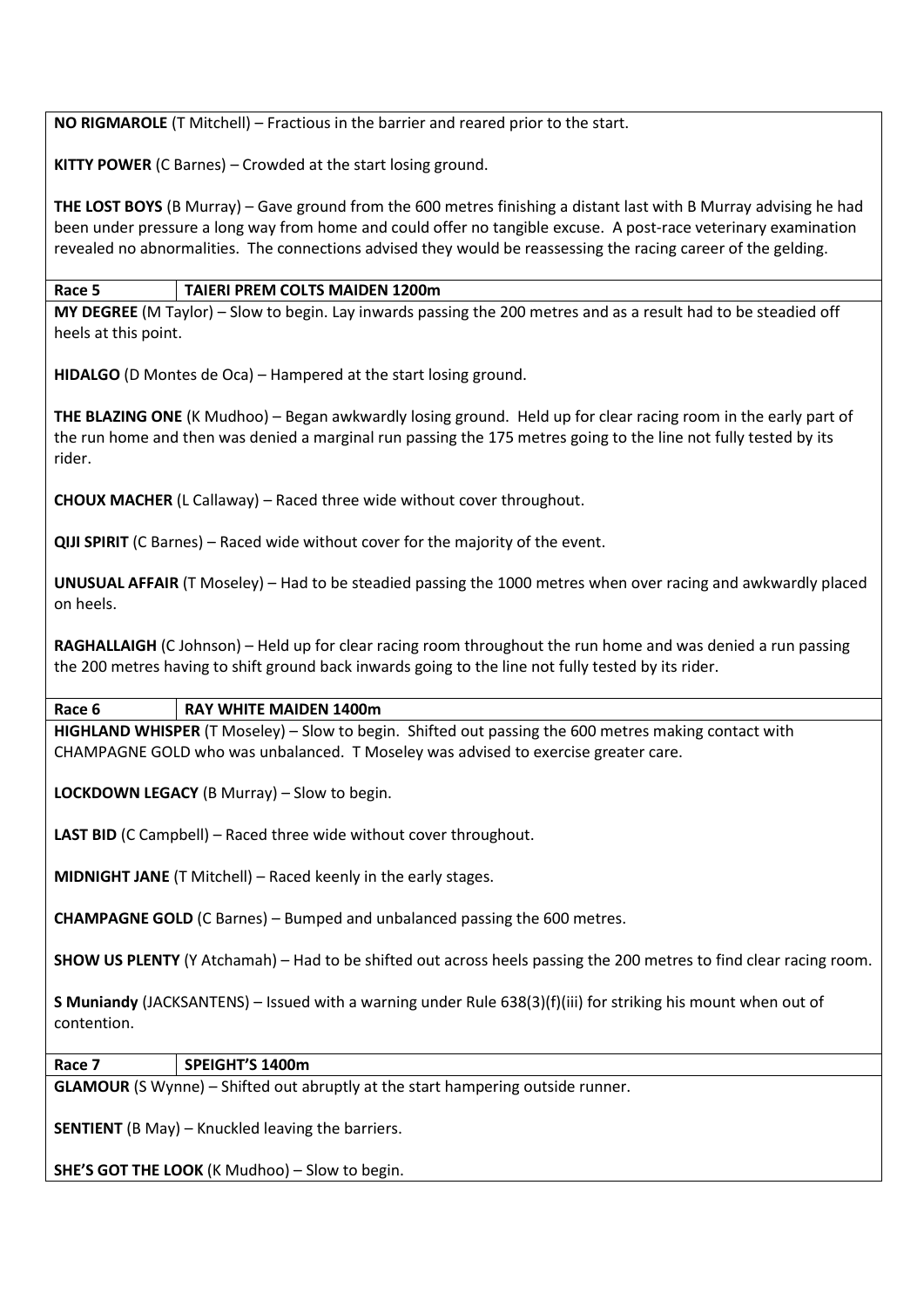**NO RIGMAROLE** (T Mitchell) – Fractious in the barrier and reared prior to the start.

**KITTY POWER** (C Barnes) – Crowded at the start losing ground.

**THE LOST BOYS** (B Murray) – Gave ground from the 600 metres finishing a distant last with B Murray advising he had been under pressure a long way from home and could offer no tangible excuse. A post-race veterinary examination revealed no abnormalities. The connections advised they would be reassessing the racing career of the gelding.

| **Race 5** | **TAIERI PREM COLTS MAIDEN 1200m** |
|---|---|

**MY DEGREE** (M Taylor) – Slow to begin. Lay inwards passing the 200 metres and as a result had to be steadied off heels at this point.

**HIDALGO** (D Montes de Oca) – Hampered at the start losing ground.

**THE BLAZING ONE** (K Mudhoo) – Began awkwardly losing ground. Held up for clear racing room in the early part of the run home and then was denied a marginal run passing the 175 metres going to the line not fully tested by its rider.

**CHOUX MACHER** (L Callaway) – Raced three wide without cover throughout.

**QIJI SPIRIT** (C Barnes) – Raced wide without cover for the majority of the event.

**UNUSUAL AFFAIR** (T Moseley) – Had to be steadied passing the 1000 metres when over racing and awkwardly placed on heels.

**RAGHALLAIGH** (C Johnson) – Held up for clear racing room throughout the run home and was denied a run passing the 200 metres having to shift ground back inwards going to the line not fully tested by its rider.

| **Race 6** | **RAY WHITE MAIDEN 1400m** |
|---|---|

**HIGHLAND WHISPER** (T Moseley) – Slow to begin. Shifted out passing the 600 metres making contact with CHAMPAGNE GOLD who was unbalanced. T Moseley was advised to exercise greater care.

**LOCKDOWN LEGACY** (B Murray) – Slow to begin.

**LAST BID** (C Campbell) – Raced three wide without cover throughout.

**MIDNIGHT JANE** (T Mitchell) – Raced keenly in the early stages.

**CHAMPAGNE GOLD** (C Barnes) – Bumped and unbalanced passing the 600 metres.

**SHOW US PLENTY** (Y Atchamah) – Had to be shifted out across heels passing the 200 metres to find clear racing room.

**S Muniandy** (JACKSANTENS) – Issued with a warning under Rule 638(3)(f)(iii) for striking his mount when out of contention.

| **Race 7** | **SPEIGHT'S 1400m** |
|---|---|

**GLAMOUR** (S Wynne) – Shifted out abruptly at the start hampering outside runner.

**SENTIENT** (B May) – Knuckled leaving the barriers.

**SHE'S GOT THE LOOK** (K Mudhoo) – Slow to begin.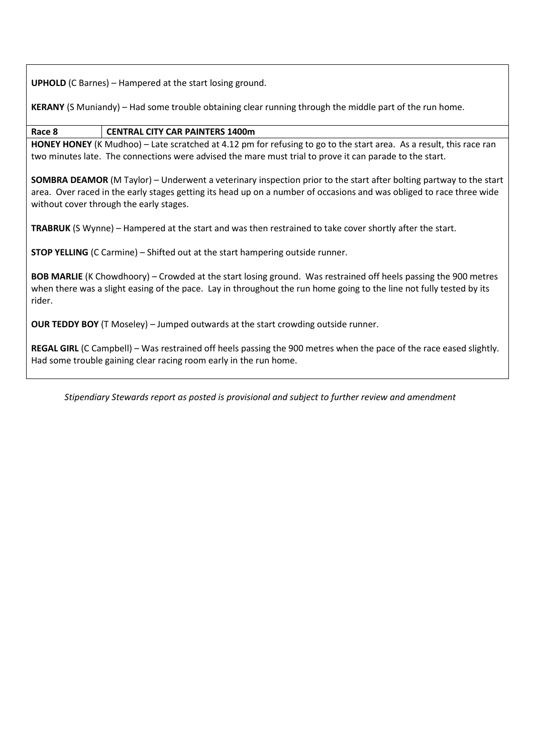**UPHOLD** (C Barnes) – Hampered at the start losing ground.

**KERANY** (S Muniandy) – Had some trouble obtaining clear running through the middle part of the run home.

| Race 8 | CENTRAL CITY CAR PAINTERS 1400m |
| --- | --- |

**HONEY HONEY** (K Mudhoo) – Late scratched at 4.12 pm for refusing to go to the start area. As a result, this race ran two minutes late. The connections were advised the mare must trial to prove it can parade to the start.

**SOMBRA DEAMOR** (M Taylor) – Underwent a veterinary inspection prior to the start after bolting partway to the start area. Over raced in the early stages getting its head up on a number of occasions and was obliged to race three wide without cover through the early stages.

**TRABRUK** (S Wynne) – Hampered at the start and was then restrained to take cover shortly after the start.

**STOP YELLING** (C Carmine) – Shifted out at the start hampering outside runner.

**BOB MARLIE** (K Chowdhoory) – Crowded at the start losing ground. Was restrained off heels passing the 900 metres when there was a slight easing of the pace. Lay in throughout the run home going to the line not fully tested by its rider.

**OUR TEDDY BOY** (T Moseley) – Jumped outwards at the start crowding outside runner.

**REGAL GIRL** (C Campbell) – Was restrained off heels passing the 900 metres when the pace of the race eased slightly. Had some trouble gaining clear racing room early in the run home.

*Stipendiary Stewards report as posted is provisional and subject to further review and amendment*